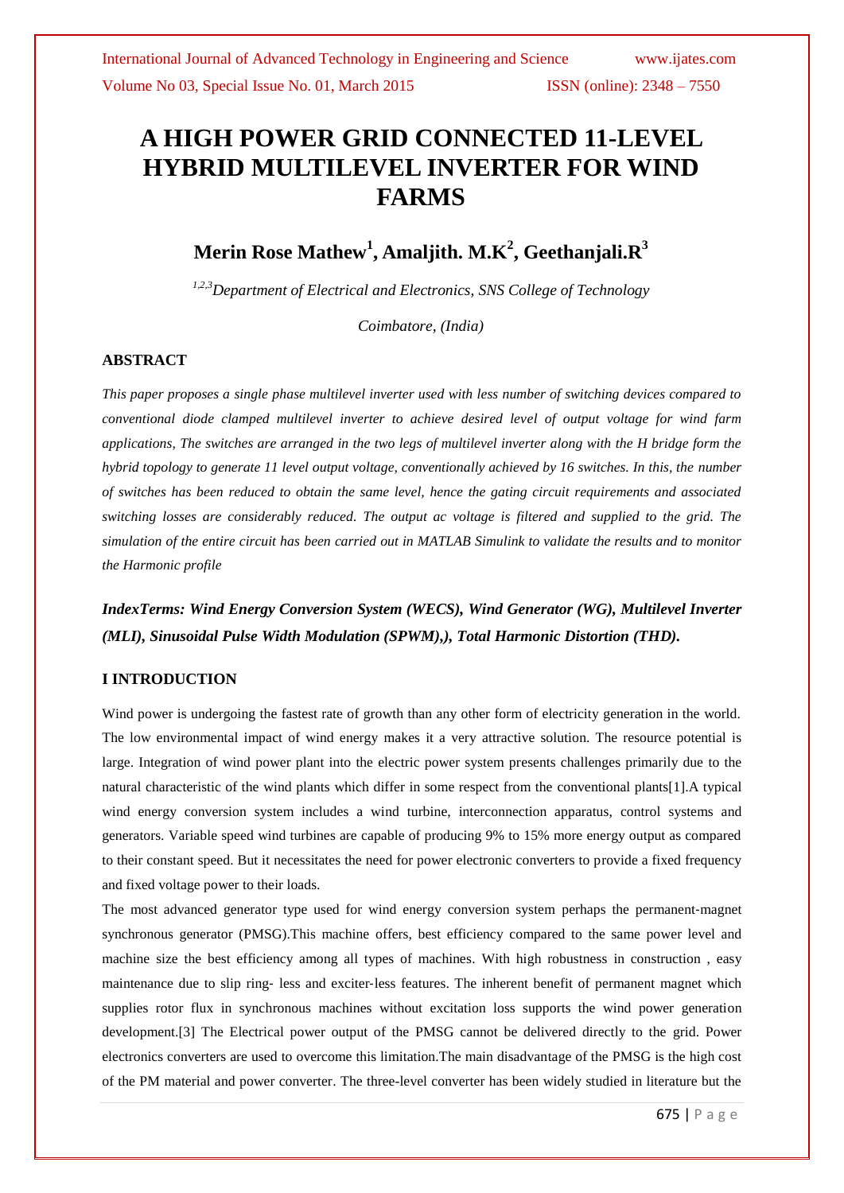# A HIGH POWER GRID CONNECTED 11-LEVEL HYBRID MULTILEVEL INVERTER FOR WIND FARMS

## Merin Rose Mathew[1], Amaljith. M.K[2], Geethanjali.R[3]

*[1,2,3]Department of Electrical and Electronics, SNS College of Technology*

*Coimbatore, (India)*

### ABSTRACT

*This paper proposes a single phase multilevel inverter used with less number of switching devices compared to conventional diode clamped multilevel inverter to achieve desired level of output voltage for wind farm applications, The switches are arranged in the two legs of multilevel inverter along with the H bridge form the hybrid topology to generate 11 level output voltage, conventionally achieved by 16 switches. In this, the number of switches has been reduced to obtain the same level, hence the gating circuit requirements and associated switching losses are considerably reduced. The output ac voltage is filtered and supplied to the grid. The simulation of the entire circuit has been carried out in MATLAB Simulink to validate the results and to monitor the Harmonic profile*

***IndexTerms: Wind Energy Conversion System (WECS), Wind Generator (WG), Multilevel Inverter (MLI), Sinusoidal Pulse Width Modulation (SPWM),), Total Harmonic Distortion (THD).***

### I INTRODUCTION

Wind power is undergoing the fastest rate of growth than any other form of electricity generation in the world. The low environmental impact of wind energy makes it a very attractive solution. The resource potential is large. Integration of wind power plant into the electric power system presents challenges primarily due to the natural characteristic of the wind plants which differ in some respect from the conventional plants[1].A typical wind energy conversion system includes a wind turbine, interconnection apparatus, control systems and generators. Variable speed wind turbines are capable of producing 9% to 15% more energy output as compared to their constant speed. But it necessitates the need for power electronic converters to provide a fixed frequency and fixed voltage power to their loads.

The most advanced generator type used for wind energy conversion system perhaps the permanent-magnet synchronous generator (PMSG).This machine offers, best efficiency compared to the same power level and machine size the best efficiency among all types of machines. With high robustness in construction , easy maintenance due to slip ring- less and exciter-less features. The inherent benefit of permanent magnet which supplies rotor flux in synchronous machines without excitation loss supports the wind power generation development.[3] The Electrical power output of the PMSG cannot be delivered directly to the grid. Power electronics converters are used to overcome this limitation.The main disadvantage of the PMSG is the high cost of the PM material and power converter. The three-level converter has been widely studied in literature but the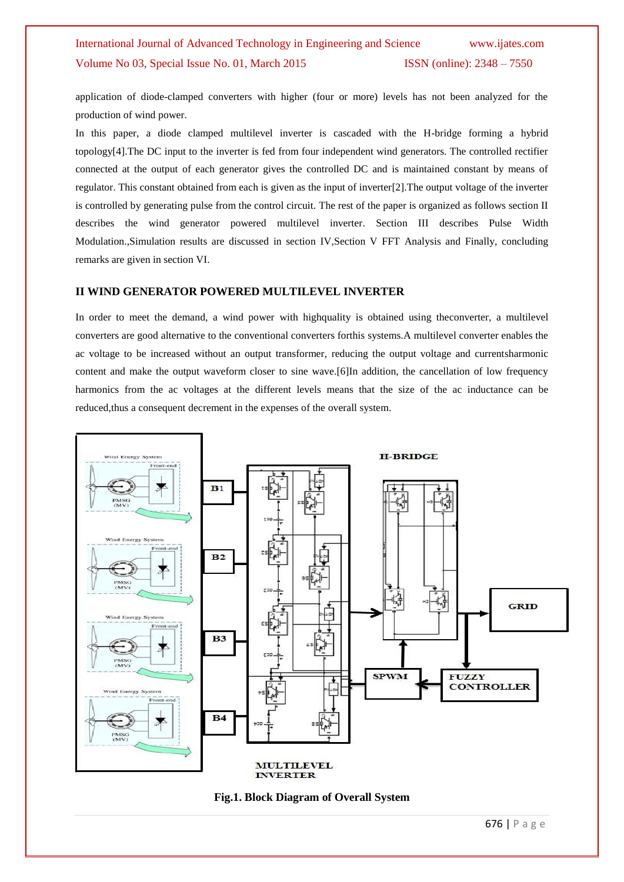application of diode-clamped converters with higher (four or more) levels has not been analyzed for the production of wind power.

In this paper, a diode clamped multilevel inverter is cascaded with the H-bridge forming a hybrid topology[4].The DC input to the inverter is fed from four independent wind generators. The controlled rectifier connected at the output of each generator gives the controlled DC and is maintained constant by means of regulator. This constant obtained from each is given as the input of inverter[2].The output voltage of the inverter is controlled by generating pulse from the control circuit. The rest of the paper is organized as follows section II describes the wind generator powered multilevel inverter. Section III describes Pulse Width Modulation.,Simulation results are discussed in section IV,Section V FFT Analysis and Finally, concluding remarks are given in section VI.

## II WIND GENERATOR POWERED MULTILEVEL INVERTER

In order to meet the demand, a wind power with highquality is obtained using theconverter, a multilevel converters are good alternative to the conventional converters forthis systems.A multilevel converter enables the ac voltage to be increased without an output transformer, reducing the output voltage and currentsharmonic content and make the output waveform closer to sine wave.[6]In addition, the cancellation of low frequency harmonics from the ac voltages at the different levels means that the size of the ac inductance can be reduced,thus a consequent decrement in the expenses of the overall system.

**Fig.1. Block Diagram of Overall System**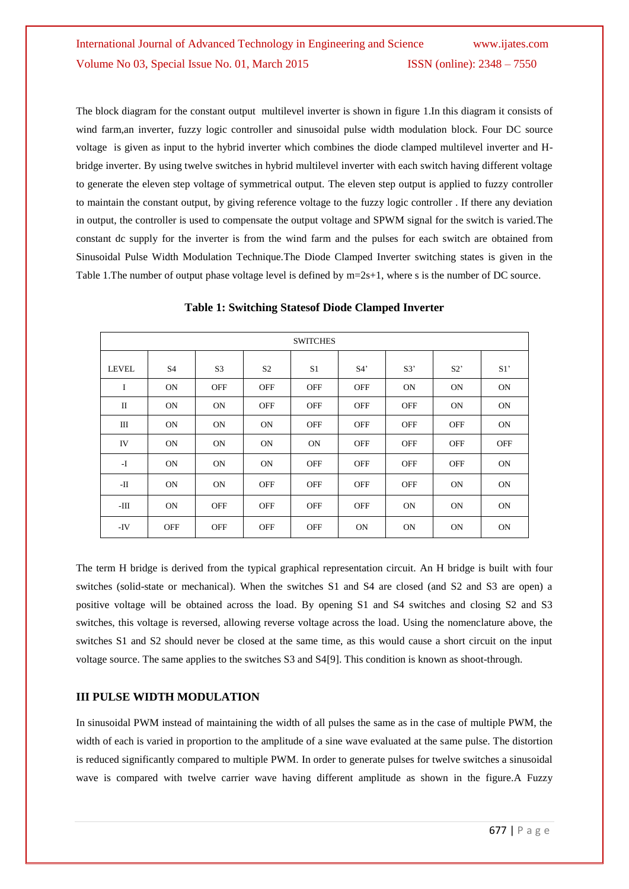The block diagram for the constant output multilevel inverter is shown in figure 1.In this diagram it consists of wind farm,an inverter, fuzzy logic controller and sinusoidal pulse width modulation block. Four DC source voltage is given as input to the hybrid inverter which combines the diode clamped multilevel inverter and H-bridge inverter. By using twelve switches in hybrid multilevel inverter with each switch having different voltage to generate the eleven step voltage of symmetrical output. The eleven step output is applied to fuzzy controller to maintain the constant output, by giving reference voltage to the fuzzy logic controller . If there any deviation in output, the controller is used to compensate the output voltage and SPWM signal for the switch is varied.The constant dc supply for the inverter is from the wind farm and the pulses for each switch are obtained from Sinusoidal Pulse Width Modulation Technique.The Diode Clamped Inverter switching states is given in the Table 1.The number of output phase voltage level is defined by m=2s+1, where s is the number of DC source.

**Table 1: Switching Statesof Diode Clamped Inverter**

| | SWITCHES | | | | | | | |
|---|---|---|---|---|---|---|---|---|
| LEVEL | S4 | S3 | S2 | S1 | S4' | S3' | S2' | S1' |
| I | ON | OFF | OFF | OFF | OFF | ON | ON | ON |
| II | ON | ON | OFF | OFF | OFF | OFF | ON | ON |
| III | ON | ON | ON | OFF | OFF | OFF | OFF | ON |
| IV | ON | ON | ON | ON | OFF | OFF | OFF | OFF |
| -I | ON | ON | ON | OFF | OFF | OFF | OFF | ON |
| -II | ON | ON | OFF | OFF | OFF | OFF | ON | ON |
| -III | ON | OFF | OFF | OFF | OFF | ON | ON | ON |
| -IV | OFF | OFF | OFF | OFF | ON | ON | ON | ON |

The term H bridge is derived from the typical graphical representation circuit. An H bridge is built with four switches (solid-state or mechanical). When the switches S1 and S4 are closed (and S2 and S3 are open) a positive voltage will be obtained across the load. By opening S1 and S4 switches and closing S2 and S3 switches, this voltage is reversed, allowing reverse voltage across the load. Using the nomenclature above, the switches S1 and S2 should never be closed at the same time, as this would cause a short circuit on the input voltage source. The same applies to the switches S3 and S4[9]. This condition is known as shoot-through.

## III PULSE WIDTH MODULATION

In sinusoidal PWM instead of maintaining the width of all pulses the same as in the case of multiple PWM, the width of each is varied in proportion to the amplitude of a sine wave evaluated at the same pulse. The distortion is reduced significantly compared to multiple PWM. In order to generate pulses for twelve switches a sinusoidal wave is compared with twelve carrier wave having different amplitude as shown in the figure.A Fuzzy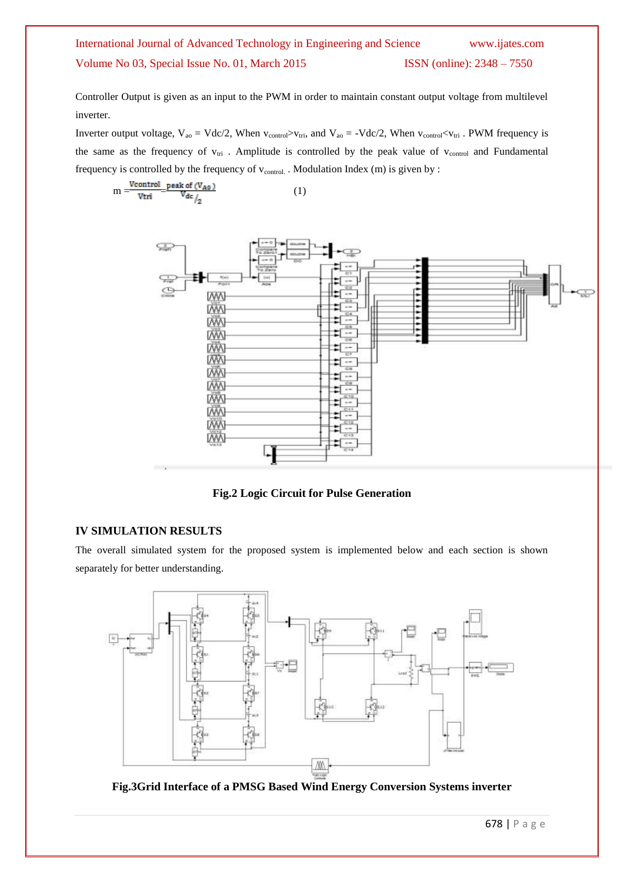Controller Output is given as an input to the PWM in order to maintain constant output voltage from multilevel inverter.

Inverter output voltage, $V_{ao} = Vdc/2$, When $v_{control} > v_{tri}$, and $V_{ao} = -Vdc/2$, When $v_{control} < v_{tri}$ . PWM frequency is the same as the frequency of $v_{tri}$ . Amplitude is controlled by the peak value of $v_{control}$ and Fundamental frequency is controlled by the frequency of $v_{control.}$ . Modulation Index (m) is given by :

$$m = \frac{V_{control}}{V_{tri}} = \frac{\text{peak of } (V_{A0})}{V_{dc}/2} \quad (1)$$

**Fig.2 Logic Circuit for Pulse Generation**

## IV SIMULATION RESULTS

The overall simulated system for the proposed system is implemented below and each section is shown separately for better understanding.

**Fig.3Grid Interface of a PMSG Based Wind Energy Conversion Systems inverter**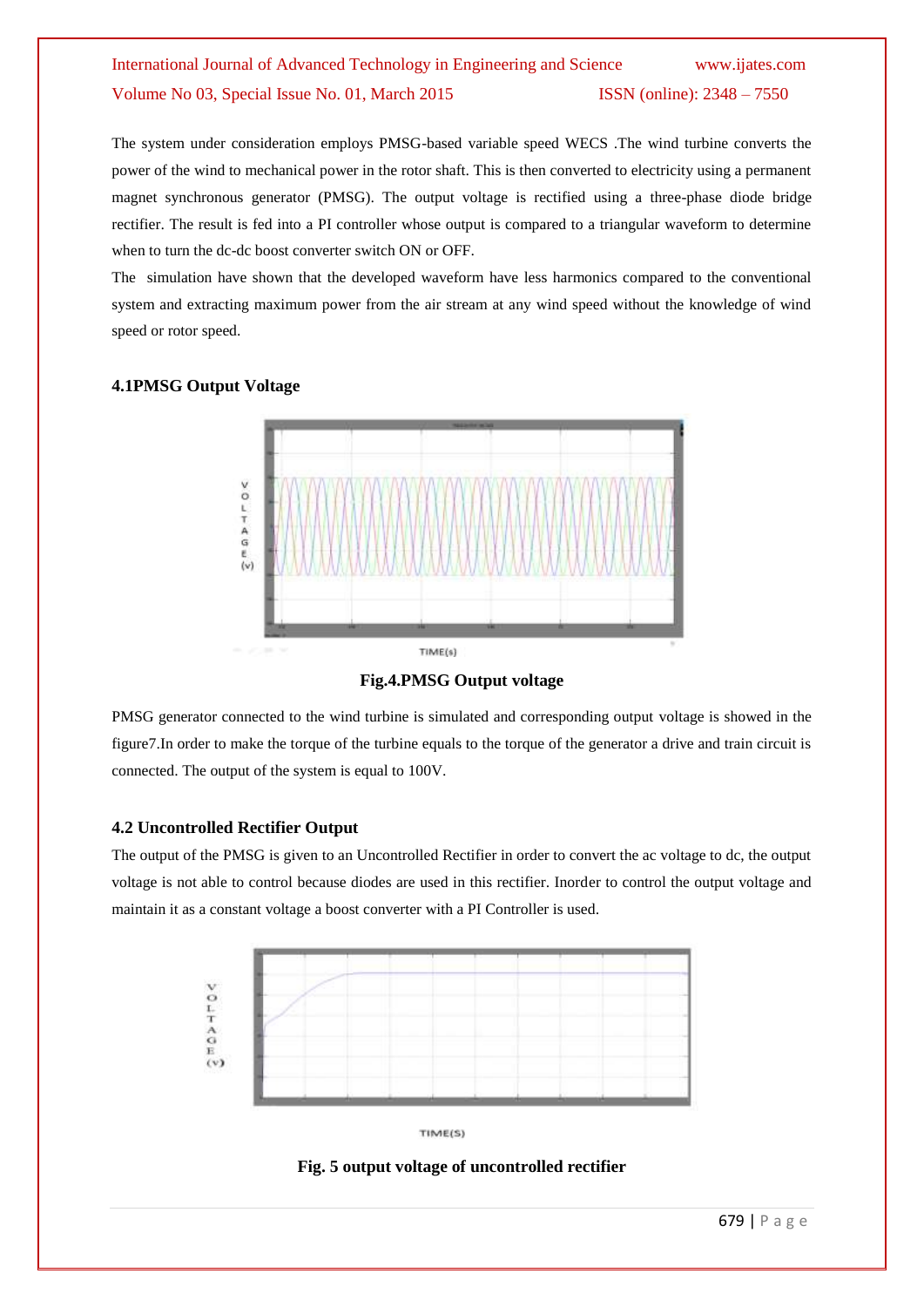The system under consideration employs PMSG-based variable speed WECS .The wind turbine converts the power of the wind to mechanical power in the rotor shaft. This is then converted to electricity using a permanent magnet synchronous generator (PMSG). The output voltage is rectified using a three-phase diode bridge rectifier. The result is fed into a PI controller whose output is compared to a triangular waveform to determine when to turn the dc-dc boost converter switch ON or OFF.

The simulation have shown that the developed waveform have less harmonics compared to the conventional system and extracting maximum power from the air stream at any wind speed without the knowledge of wind speed or rotor speed.

### 4.1PMSG Output Voltage

**Fig.4.PMSG Output voltage**

PMSG generator connected to the wind turbine is simulated and corresponding output voltage is showed in the figure7.In order to make the torque of the turbine equals to the torque of the generator a drive and train circuit is connected. The output of the system is equal to 100V.

### 4.2 Uncontrolled Rectifier Output

The output of the PMSG is given to an Uncontrolled Rectifier in order to convert the ac voltage to dc, the output voltage is not able to control because diodes are used in this rectifier. Inorder to control the output voltage and maintain it as a constant voltage a boost converter with a PI Controller is used.

**Fig. 5 output voltage of uncontrolled rectifier**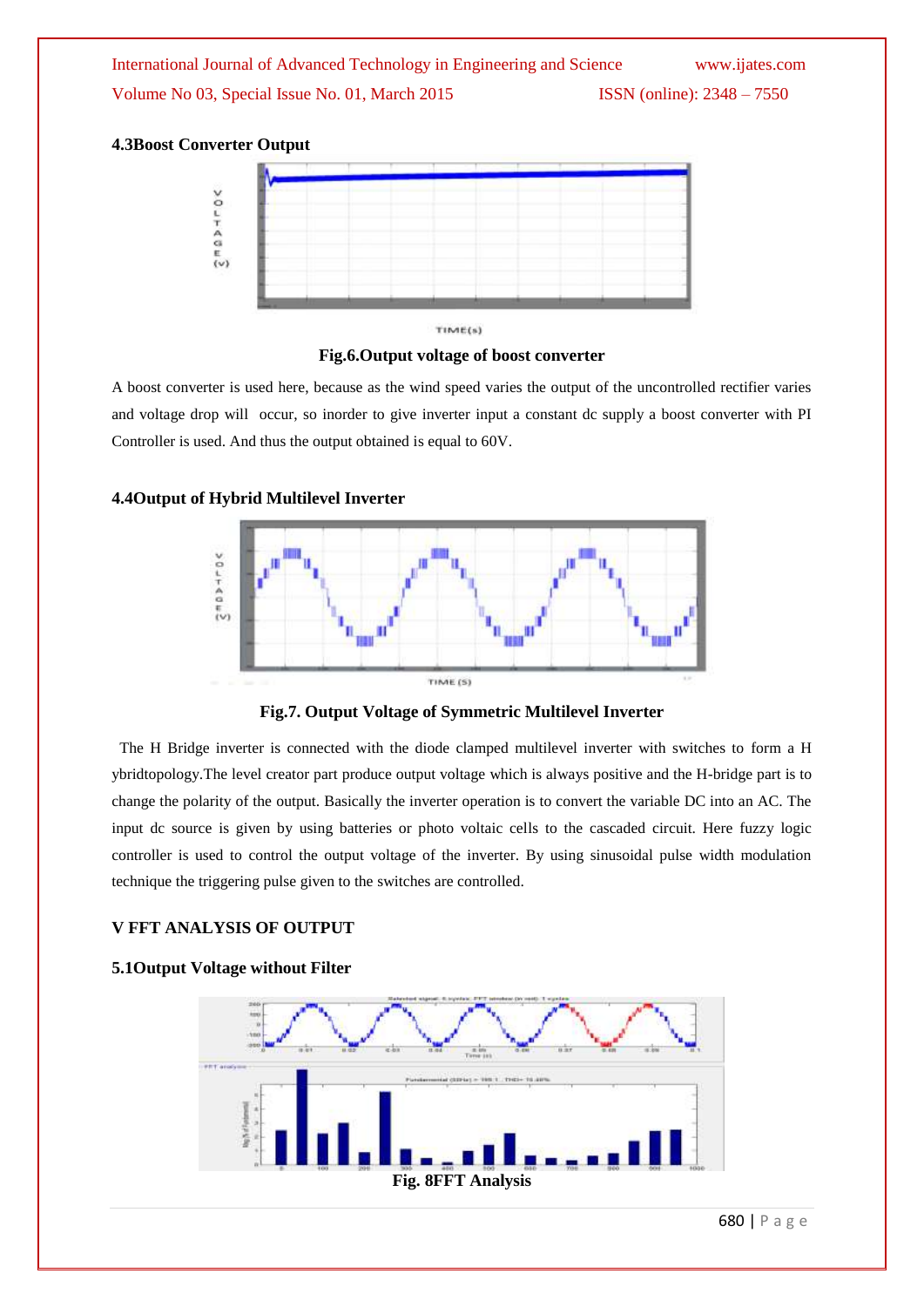### 4.3Boost Converter Output

Fig.6.Output voltage of boost converter

A boost converter is used here, because as the wind speed varies the output of the uncontrolled rectifier varies and voltage drop will occur, so inorder to give inverter input a constant dc supply a boost converter with PI Controller is used. And thus the output obtained is equal to 60V.

### 4.4Output of Hybrid Multilevel Inverter

Fig.7. Output Voltage of Symmetric Multilevel Inverter

The H Bridge inverter is connected with the diode clamped multilevel inverter with switches to form a H ybridtopology.The level creator part produce output voltage which is always positive and the H-bridge part is to change the polarity of the output. Basically the inverter operation is to convert the variable DC into an AC. The input dc source is given by using batteries or photo voltaic cells to the cascaded circuit. Here fuzzy logic controller is used to control the output voltage of the inverter. By using sinusoidal pulse width modulation technique the triggering pulse given to the switches are controlled.

## V FFT ANALYSIS OF OUTPUT

### 5.1Output Voltage without Filter

Fig. 8FFT Analysis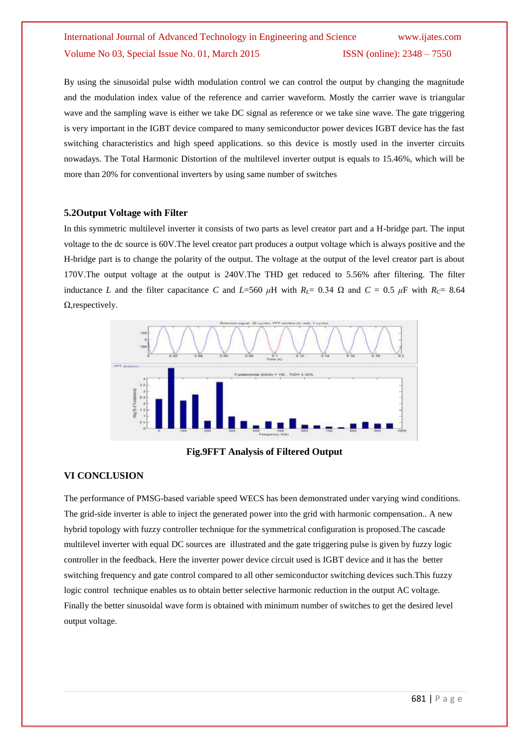By using the sinusoidal pulse width modulation control we can control the output by changing the magnitude and the modulation index value of the reference and carrier waveform. Mostly the carrier wave is triangular wave and the sampling wave is either we take DC signal as reference or we take sine wave. The gate triggering is very important in the IGBT device compared to many semiconductor power devices IGBT device has the fast switching characteristics and high speed applications. so this device is mostly used in the inverter circuits nowadays. The Total Harmonic Distortion of the multilevel inverter output is equals to 15.46%, which will be more than 20% for conventional inverters by using same number of switches

### 5.2Output Voltage with Filter

In this symmetric multilevel inverter it consists of two parts as level creator part and a H-bridge part. The input voltage to the dc source is 60V.The level creator part produces a output voltage which is always positive and the H-bridge part is to change the polarity of the output. The voltage at the output of the level creator part is about 170V.The output voltage at the output is 240V.The THD get reduced to 5.56% after filtering. The filter inductance $L$ and the filter capacitance $C$ and $L$=560 $\mu$H with $R_L$= 0.34 $\Omega$ and $C$ = 0.5 $\mu$F with $R_C$= 8.64 $\Omega$,respectively.

**Fig.9FFT Analysis of Filtered Output**

## VI CONCLUSION

The performance of PMSG-based variable speed WECS has been demonstrated under varying wind conditions. The grid-side inverter is able to inject the generated power into the grid with harmonic compensation.. A new hybrid topology with fuzzy controller technique for the symmetrical configuration is proposed.The cascade multilevel inverter with equal DC sources are illustrated and the gate triggering pulse is given by fuzzy logic controller in the feedback. Here the inverter power device circuit used is IGBT device and it has the better switching frequency and gate control compared to all other semiconductor switching devices such.This fuzzy logic control technique enables us to obtain better selective harmonic reduction in the output AC voltage. Finally the better sinusoidal wave form is obtained with minimum number of switches to get the desired level output voltage.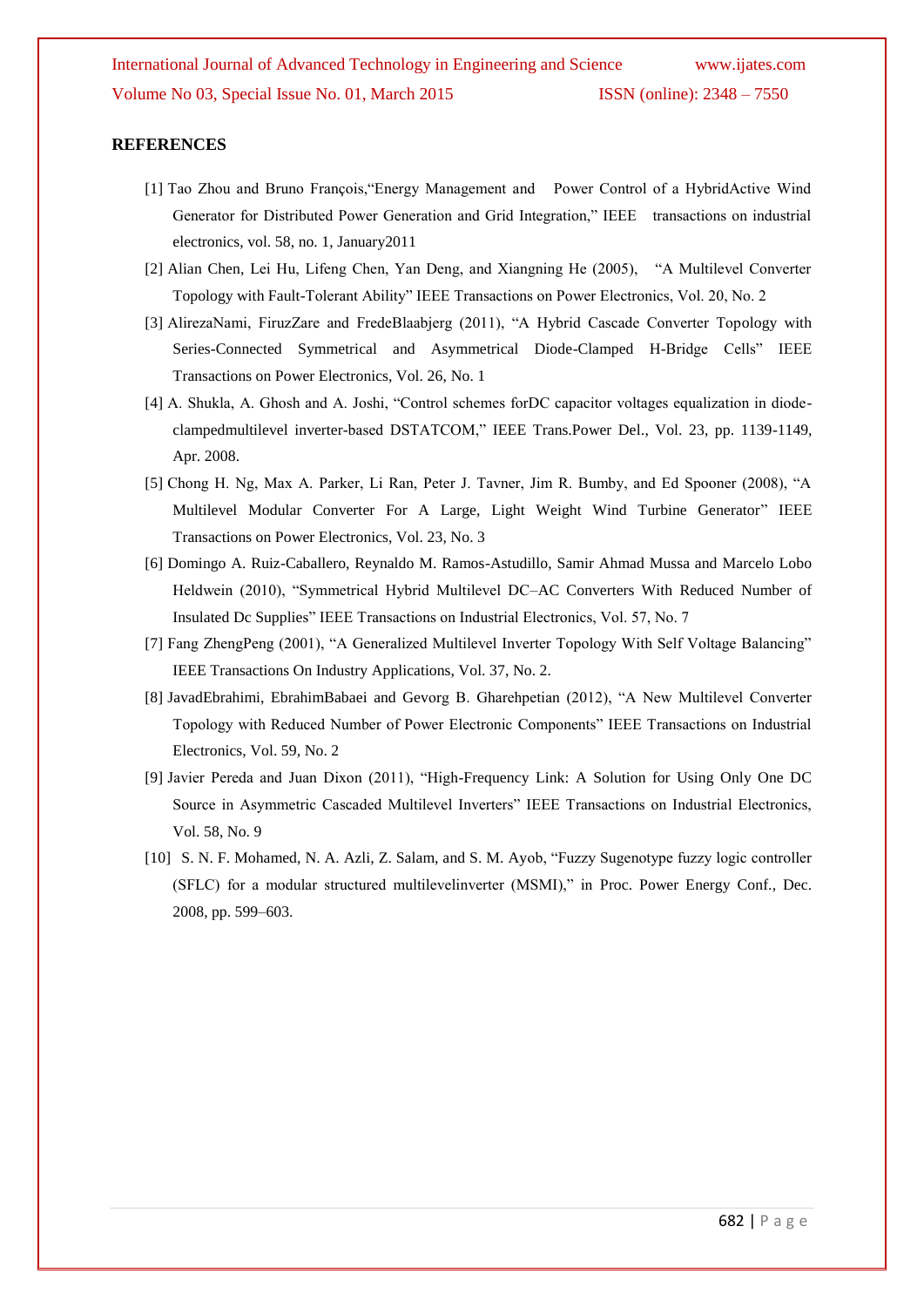## REFERENCES

[1] Tao Zhou and Bruno François,"Energy Management and Power Control of a HybridActive Wind Generator for Distributed Power Generation and Grid Integration," IEEE transactions on industrial electronics, vol. 58, no. 1, January2011

[2] Alian Chen, Lei Hu, Lifeng Chen, Yan Deng, and Xiangning He (2005), "A Multilevel Converter Topology with Fault-Tolerant Ability" IEEE Transactions on Power Electronics, Vol. 20, No. 2

[3] AlirezaNami, FiruzZare and FredeBlaabjerg (2011), "A Hybrid Cascade Converter Topology with Series-Connected Symmetrical and Asymmetrical Diode-Clamped H-Bridge Cells" IEEE Transactions on Power Electronics, Vol. 26, No. 1

[4] A. Shukla, A. Ghosh and A. Joshi, "Control schemes forDC capacitor voltages equalization in diode-clampedmultilevel inverter-based DSTATCOM," IEEE Trans.Power Del., Vol. 23, pp. 1139-1149, Apr. 2008.

[5] Chong H. Ng, Max A. Parker, Li Ran, Peter J. Tavner, Jim R. Bumby, and Ed Spooner (2008), "A Multilevel Modular Converter For A Large, Light Weight Wind Turbine Generator" IEEE Transactions on Power Electronics, Vol. 23, No. 3

[6] Domingo A. Ruiz-Caballero, Reynaldo M. Ramos-Astudillo, Samir Ahmad Mussa and Marcelo Lobo Heldwein (2010), "Symmetrical Hybrid Multilevel DC–AC Converters With Reduced Number of Insulated Dc Supplies" IEEE Transactions on Industrial Electronics, Vol. 57, No. 7

[7] Fang ZhengPeng (2001), "A Generalized Multilevel Inverter Topology With Self Voltage Balancing" IEEE Transactions On Industry Applications, Vol. 37, No. 2.

[8] JavadEbrahimi, EbrahimBabaei and Gevorg B. Gharehpetian (2012), "A New Multilevel Converter Topology with Reduced Number of Power Electronic Components" IEEE Transactions on Industrial Electronics, Vol. 59, No. 2

[9] Javier Pereda and Juan Dixon (2011), "High-Frequency Link: A Solution for Using Only One DC Source in Asymmetric Cascaded Multilevel Inverters" IEEE Transactions on Industrial Electronics, Vol. 58, No. 9

[10] S. N. F. Mohamed, N. A. Azli, Z. Salam, and S. M. Ayob, "Fuzzy Sugenotype fuzzy logic controller (SFLC) for a modular structured multilevelinverter (MSMI)," in Proc. Power Energy Conf., Dec. 2008, pp. 599–603.